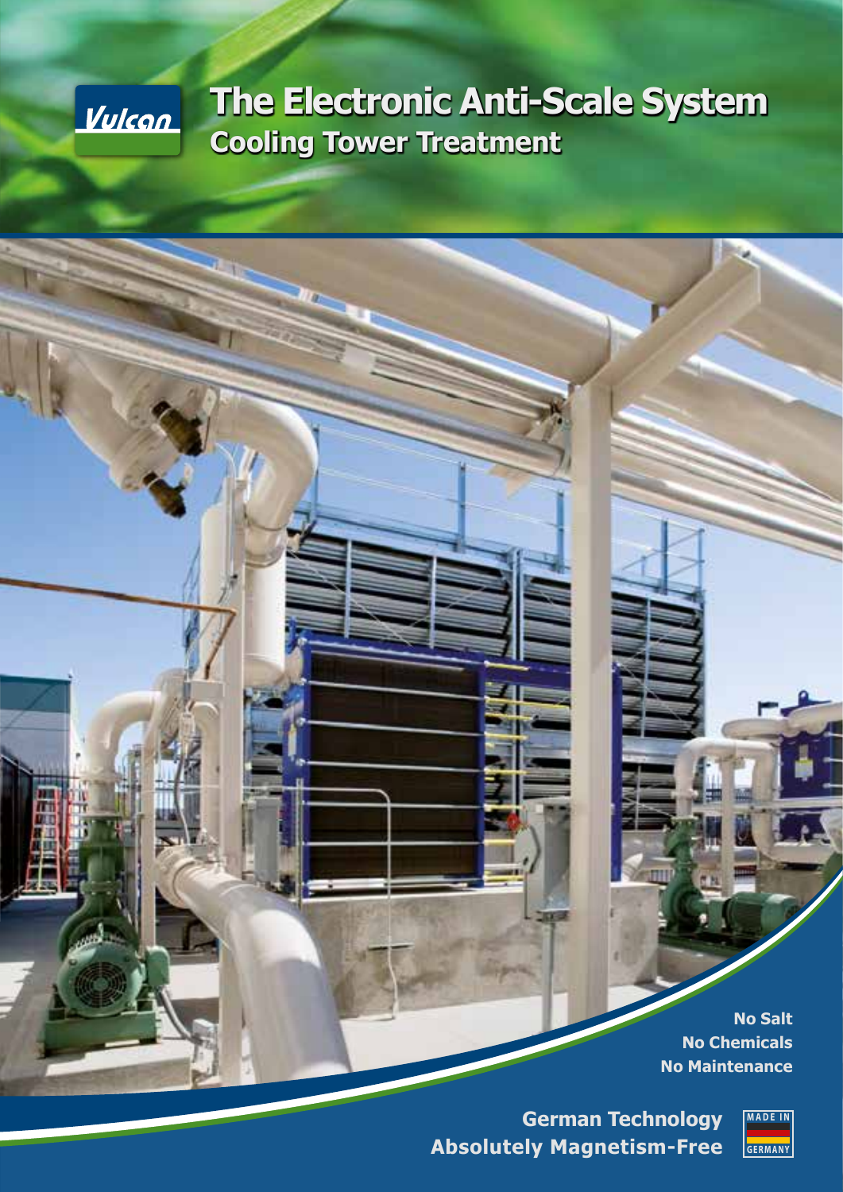Vulcan

# The Electronic Anti-Scale System

## Cooling Tower Treatment

**No Salt**
**No Chemicals**
**No Maintenance**

**German Technology**
**Absolutely Magnetism-Free**

MADE IN GERMANY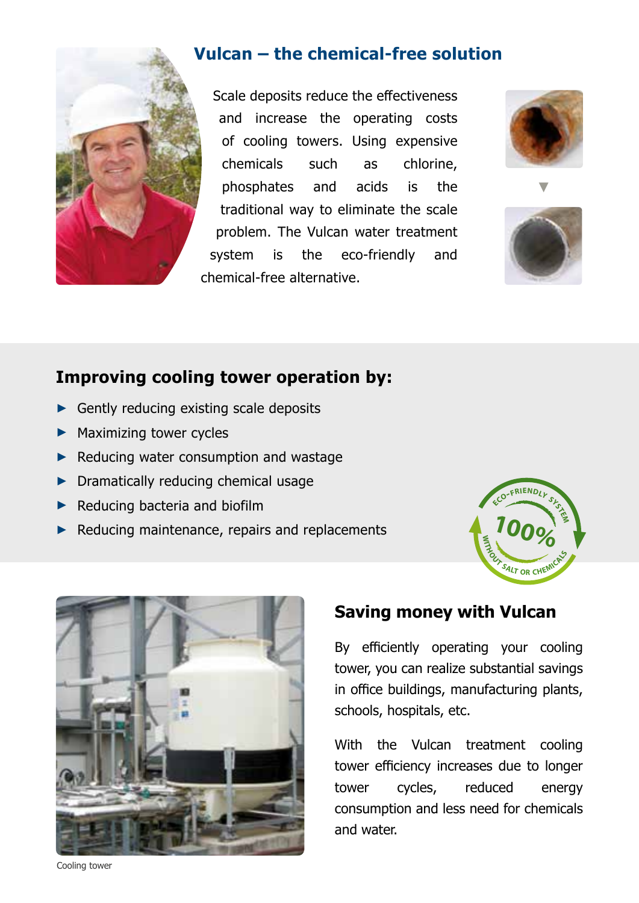## Vulcan – the chemical-free solution

Scale deposits reduce the effectiveness and increase the operating costs of cooling towers. Using expensive chemicals such as chlorine, phosphates and acids is the traditional way to eliminate the scale problem. The Vulcan water treatment system is the eco-friendly and chemical-free alternative.

## Improving cooling tower operation by:

- Gently reducing existing scale deposits
- Maximizing tower cycles
- Reducing water consumption and wastage
- Dramatically reducing chemical usage
- Reducing bacteria and biofilm
- Reducing maintenance, repairs and replacements

ECO-FRIENDLY SYSTEM 100% WITHOUT SALT OR CHEMICALS

Cooling tower

## Saving money with Vulcan

By efficiently operating your cooling tower, you can realize substantial savings in office buildings, manufacturing plants, schools, hospitals, etc.

With the Vulcan treatment cooling tower efficiency increases due to longer tower cycles, reduced energy consumption and less need for chemicals and water.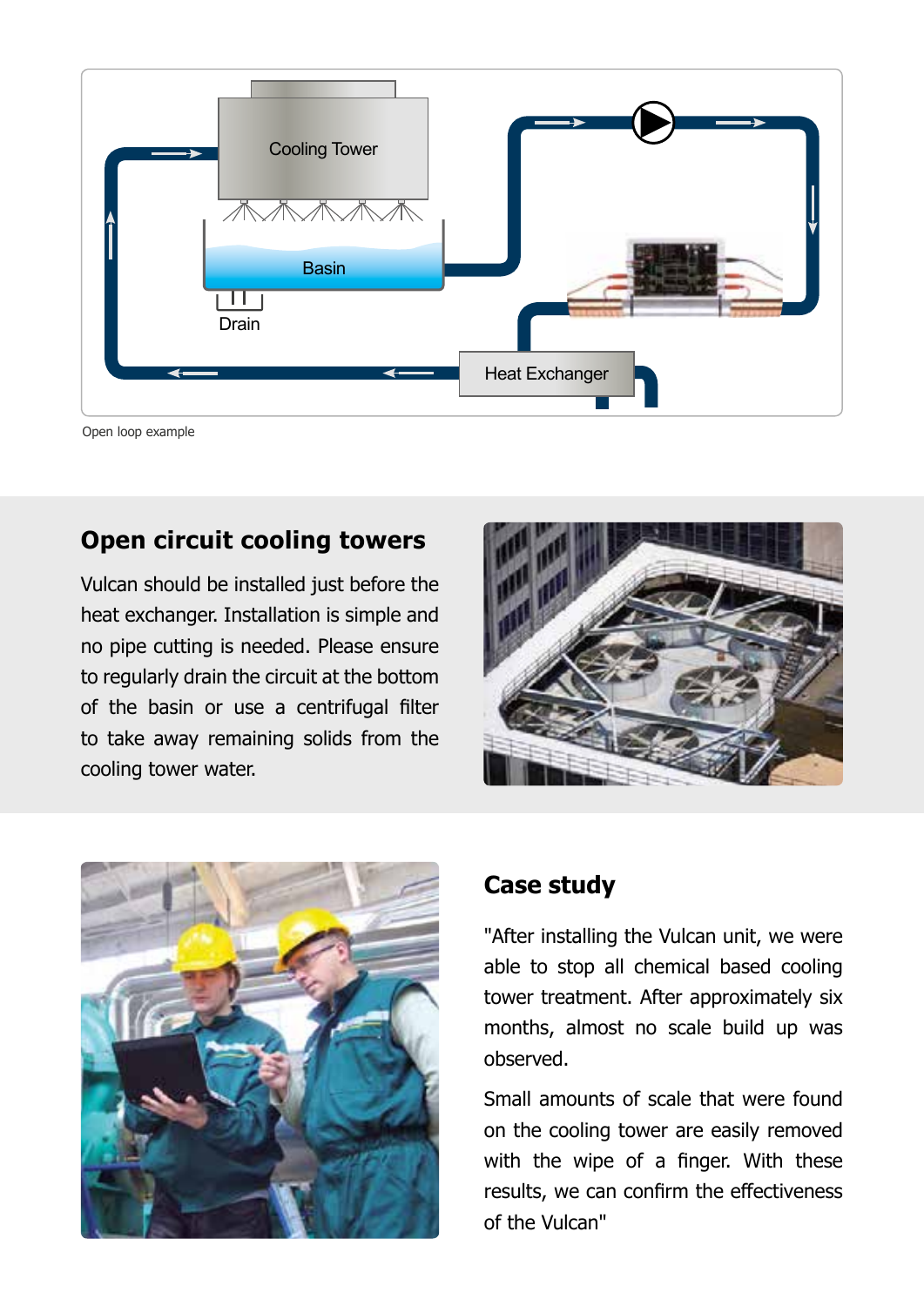Open loop example

## Open circuit cooling towers

Vulcan should be installed just before the heat exchanger. Installation is simple and no pipe cutting is needed. Please ensure to regularly drain the circuit at the bottom of the basin or use a centrifugal filter to take away remaining solids from the cooling tower water.

## Case study

"After installing the Vulcan unit, we were able to stop all chemical based cooling tower treatment. After approximately six months, almost no scale build up was observed.

Small amounts of scale that were found on the cooling tower are easily removed with the wipe of a finger. With these results, we can confirm the effectiveness of the Vulcan"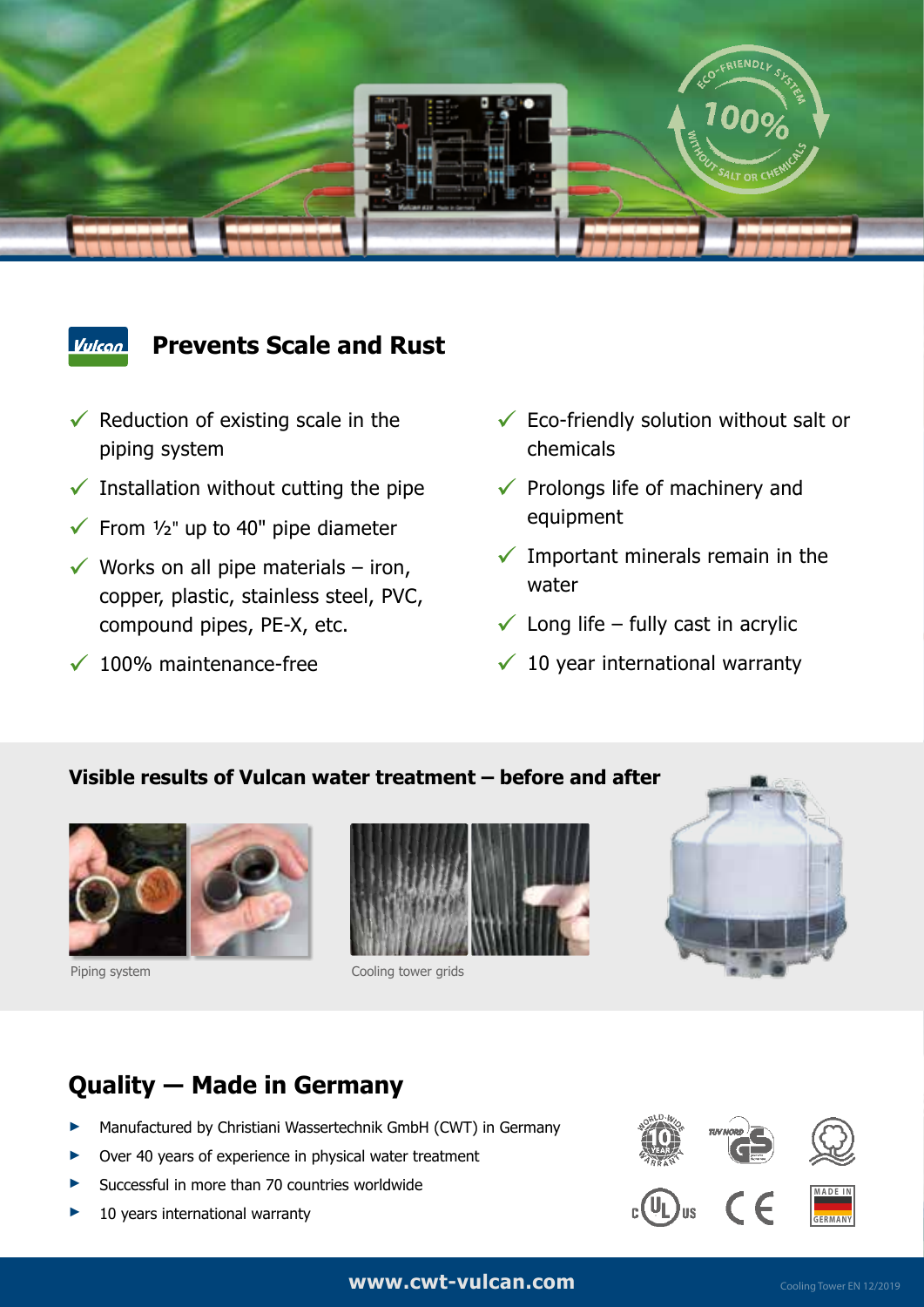## Prevents Scale and Rust

- ✓ Reduction of existing scale in the piping system
- ✓ Installation without cutting the pipe
- ✓ From ½" up to 40" pipe diameter
- ✓ Works on all pipe materials – iron, copper, plastic, stainless steel, PVC, compound pipes, PE-X, etc.
- ✓ 100% maintenance-free
- ✓ Eco-friendly solution without salt or chemicals
- ✓ Prolongs life of machinery and equipment
- ✓ Important minerals remain in the water
- ✓ Long life – fully cast in acrylic
- ✓ 10 year international warranty

**Visible results of Vulcan water treatment – before and after**

Piping system

Cooling tower grids

## Quality — Made in Germany

- Manufactured by Christiani Wassertechnik GmbH (CWT) in Germany
- Over 40 years of experience in physical water treatment
- Successful in more than 70 countries worldwide
- 10 years international warranty

**www.cwt-vulcan.com**

Cooling Tower EN 12/2019